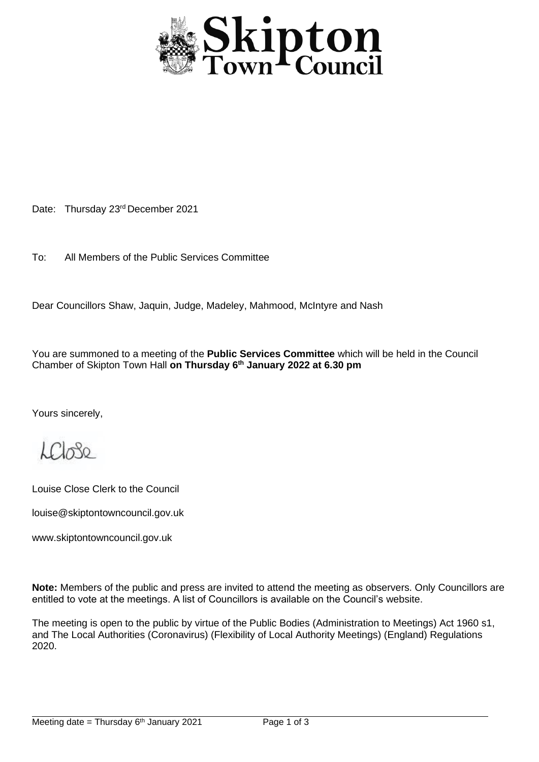# Skipton Town Council

Date: Thursday 23rd December 2021

To: All Members of the Public Services Committee

Dear Councillors Shaw, Jaquin, Judge, Madeley, Mahmood, McIntyre and Nash

You are summoned to a meeting of the **Public Services Committee** which will be held in the Council Chamber of Skipton Town Hall **on Thursday 6th January 2022 at 6.30 pm**

Yours sincerely,

LClose

Louise Close Clerk to the Council

louise@skiptontowncouncil.gov.uk

www.skiptontowncouncil.gov.uk

**Note:** Members of the public and press are invited to attend the meeting as observers. Only Councillors are entitled to vote at the meetings. A list of Councillors is available on the Council's website.

The meeting is open to the public by virtue of the Public Bodies (Administration to Meetings) Act 1960 s1, and The Local Authorities (Coronavirus) (Flexibility of Local Authority Meetings) (England) Regulations 2020.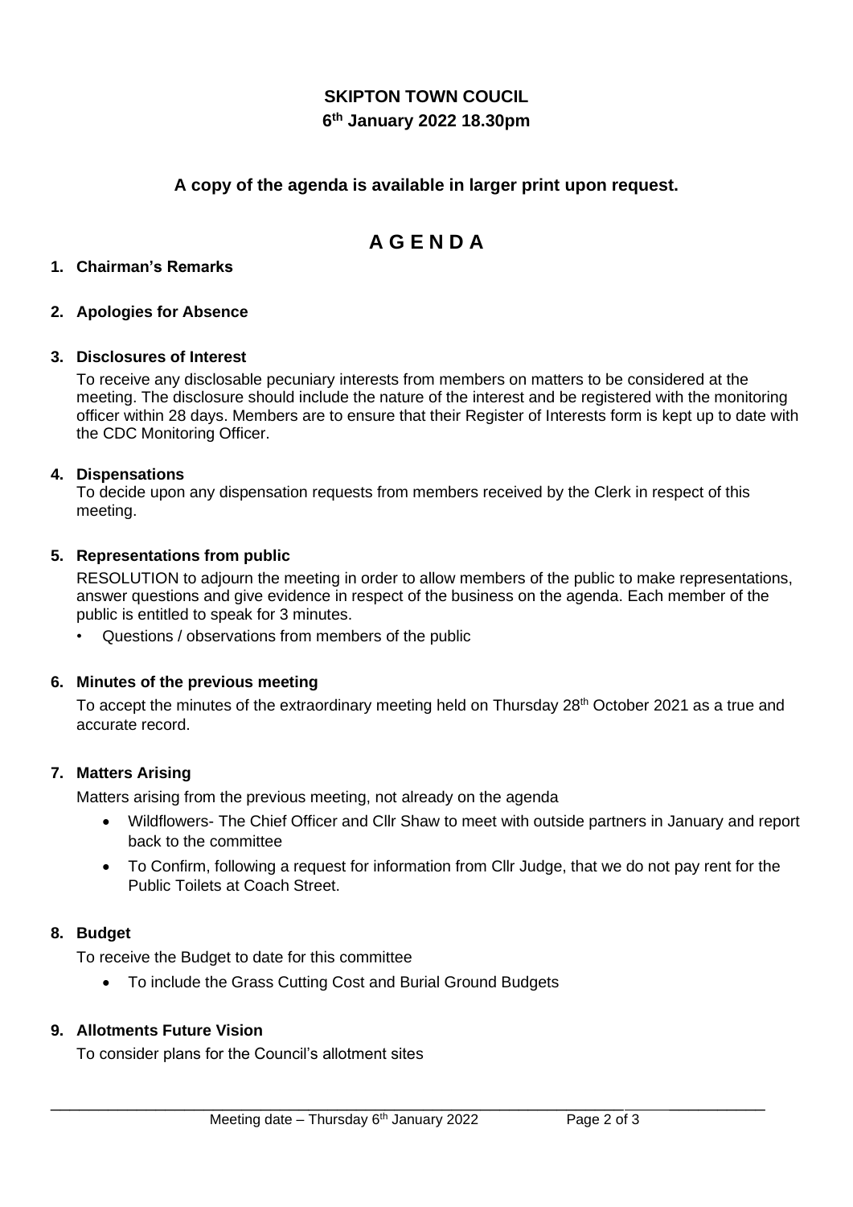# SKIPTON TOWN COUCIL

**6th January 2022 18.30pm**

**A copy of the agenda is available in larger print upon request.**

# A G E N D A

1. **Chairman's Remarks**

2. **Apologies for Absence**

3. **Disclosures of Interest**

   To receive any disclosable pecuniary interests from members on matters to be considered at the meeting. The disclosure should include the nature of the interest and be registered with the monitoring officer within 28 days. Members are to ensure that their Register of Interests form is kept up to date with the CDC Monitoring Officer.

4. **Dispensations**

   To decide upon any dispensation requests from members received by the Clerk in respect of this meeting.

5. **Representations from public**

   RESOLUTION to adjourn the meeting in order to allow members of the public to make representations, answer questions and give evidence in respect of the business on the agenda. Each member of the public is entitled to speak for 3 minutes.

   - Questions / observations from members of the public

6. **Minutes of the previous meeting**

   To accept the minutes of the extraordinary meeting held on Thursday 28th October 2021 as a true and accurate record.

7. **Matters Arising**

   Matters arising from the previous meeting, not already on the agenda

   - Wildflowers- The Chief Officer and Cllr Shaw to meet with outside partners in January and report back to the committee
   - To Confirm, following a request for information from Cllr Judge, that we do not pay rent for the Public Toilets at Coach Street.

8. **Budget**

   To receive the Budget to date for this committee

   - To include the Grass Cutting Cost and Burial Ground Budgets

9. **Allotments Future Vision**

   To consider plans for the Council's allotment sites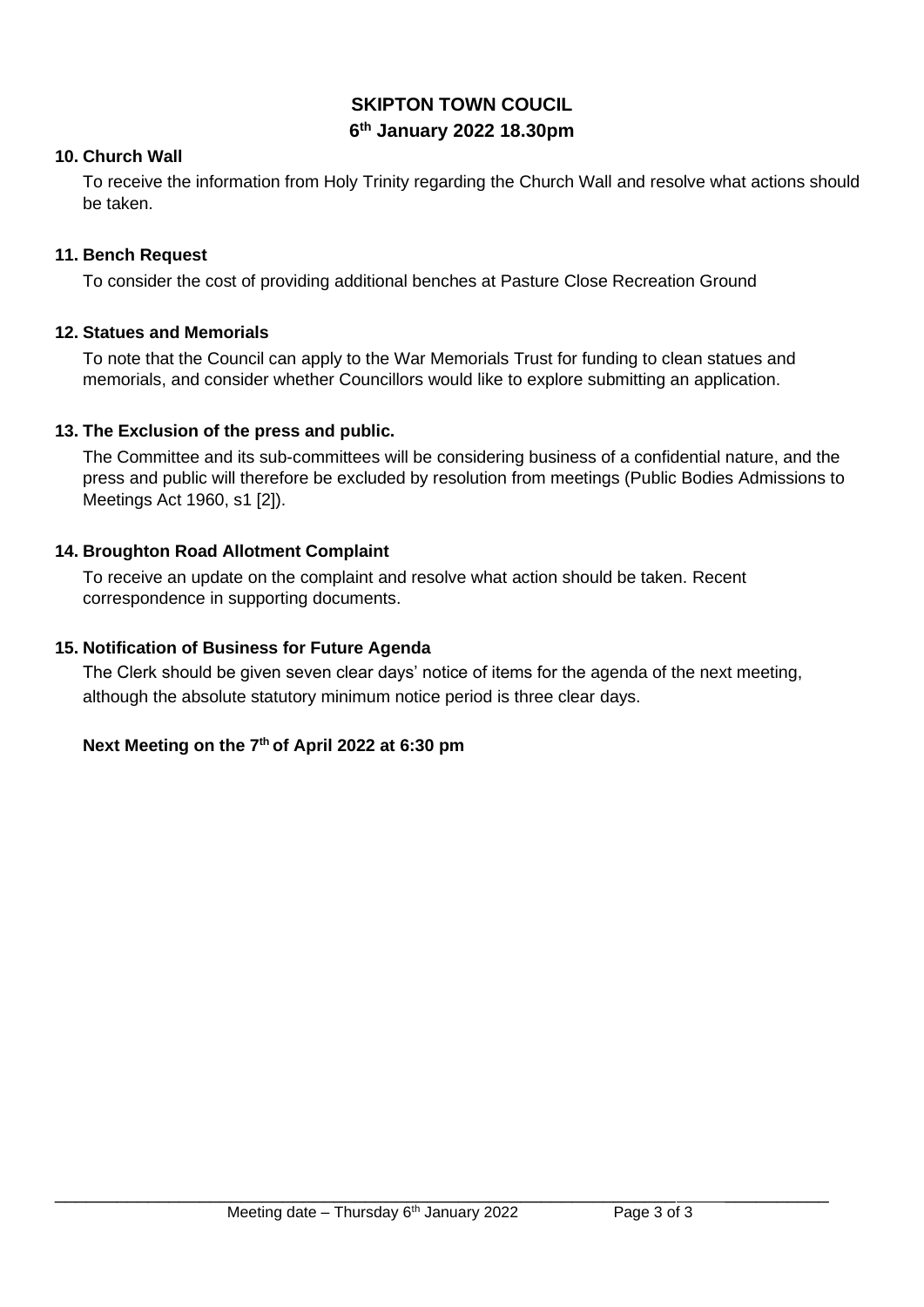# SKIPTON TOWN COUCIL

## 6th January 2022 18.30pm

**10. Church Wall**

To receive the information from Holy Trinity regarding the Church Wall and resolve what actions should be taken.

**11. Bench Request**

To consider the cost of providing additional benches at Pasture Close Recreation Ground

**12. Statues and Memorials**

To note that the Council can apply to the War Memorials Trust for funding to clean statues and memorials, and consider whether Councillors would like to explore submitting an application.

**13. The Exclusion of the press and public.**

The Committee and its sub-committees will be considering business of a confidential nature, and the press and public will therefore be excluded by resolution from meetings (Public Bodies Admissions to Meetings Act 1960, s1 [2]).

**14. Broughton Road Allotment Complaint**

To receive an update on the complaint and resolve what action should be taken. Recent correspondence in supporting documents.

**15. Notification of Business for Future Agenda**

The Clerk should be given seven clear days' notice of items for the agenda of the next meeting, although the absolute statutory minimum notice period is three clear days.

**Next Meeting on the 7th of April 2022 at 6:30 pm**